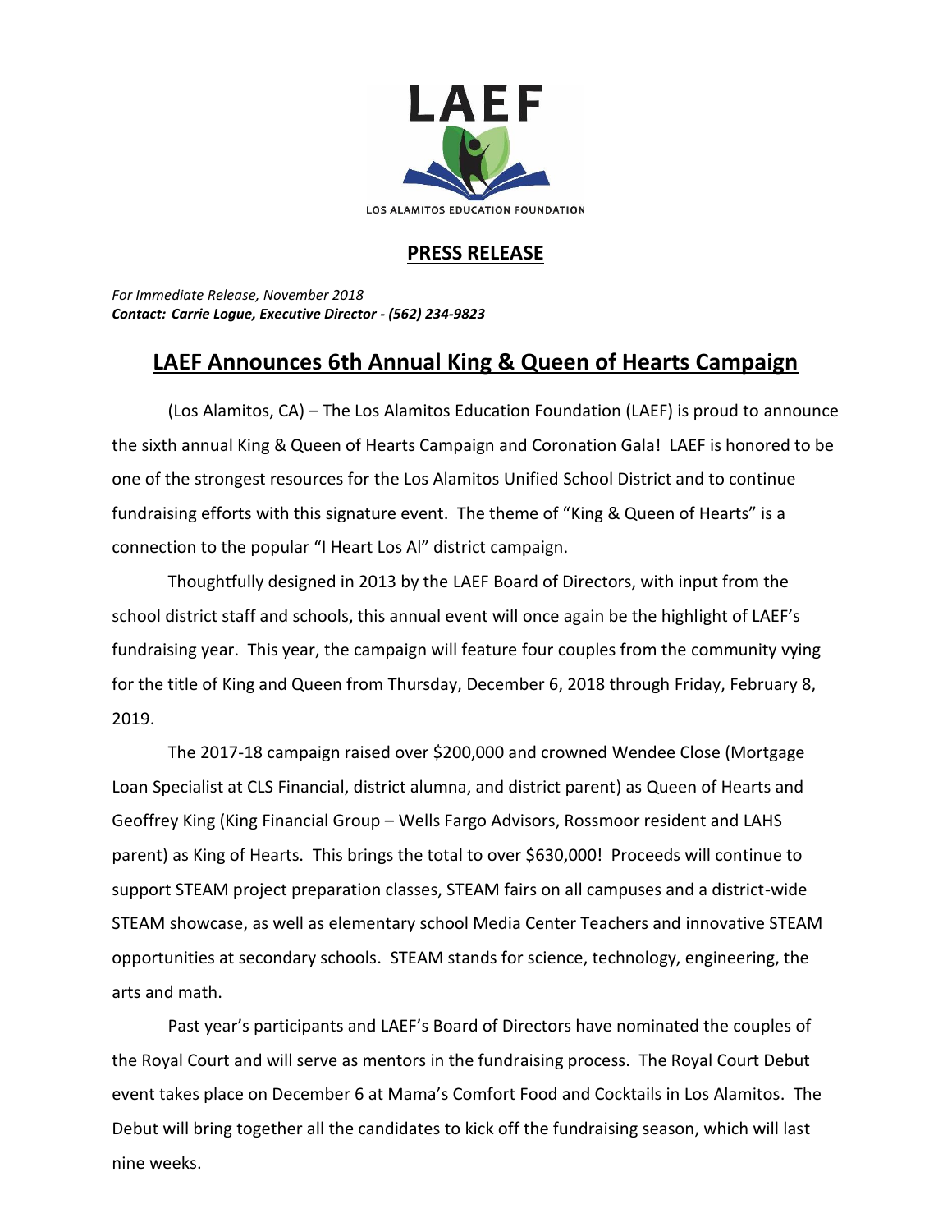LAEF

LOS ALAMITOS EDUCATION FOUNDATION

## PRESS RELEASE

*For Immediate Release, November 2018*
***Contact: Carrie Logue, Executive Director - (562) 234-9823***

# LAEF Announces 6th Annual King & Queen of Hearts Campaign

(Los Alamitos, CA) – The Los Alamitos Education Foundation (LAEF) is proud to announce the sixth annual King & Queen of Hearts Campaign and Coronation Gala! LAEF is honored to be one of the strongest resources for the Los Alamitos Unified School District and to continue fundraising efforts with this signature event. The theme of "King & Queen of Hearts" is a connection to the popular "I Heart Los Al" district campaign.

Thoughtfully designed in 2013 by the LAEF Board of Directors, with input from the school district staff and schools, this annual event will once again be the highlight of LAEF's fundraising year. This year, the campaign will feature four couples from the community vying for the title of King and Queen from Thursday, December 6, 2018 through Friday, February 8, 2019.

The 2017-18 campaign raised over $200,000 and crowned Wendee Close (Mortgage Loan Specialist at CLS Financial, district alumna, and district parent) as Queen of Hearts and Geoffrey King (King Financial Group – Wells Fargo Advisors, Rossmoor resident and LAHS parent) as King of Hearts. This brings the total to over $630,000! Proceeds will continue to support STEAM project preparation classes, STEAM fairs on all campuses and a district-wide STEAM showcase, as well as elementary school Media Center Teachers and innovative STEAM opportunities at secondary schools. STEAM stands for science, technology, engineering, the arts and math.

Past year's participants and LAEF's Board of Directors have nominated the couples of the Royal Court and will serve as mentors in the fundraising process. The Royal Court Debut event takes place on December 6 at Mama's Comfort Food and Cocktails in Los Alamitos. The Debut will bring together all the candidates to kick off the fundraising season, which will last nine weeks.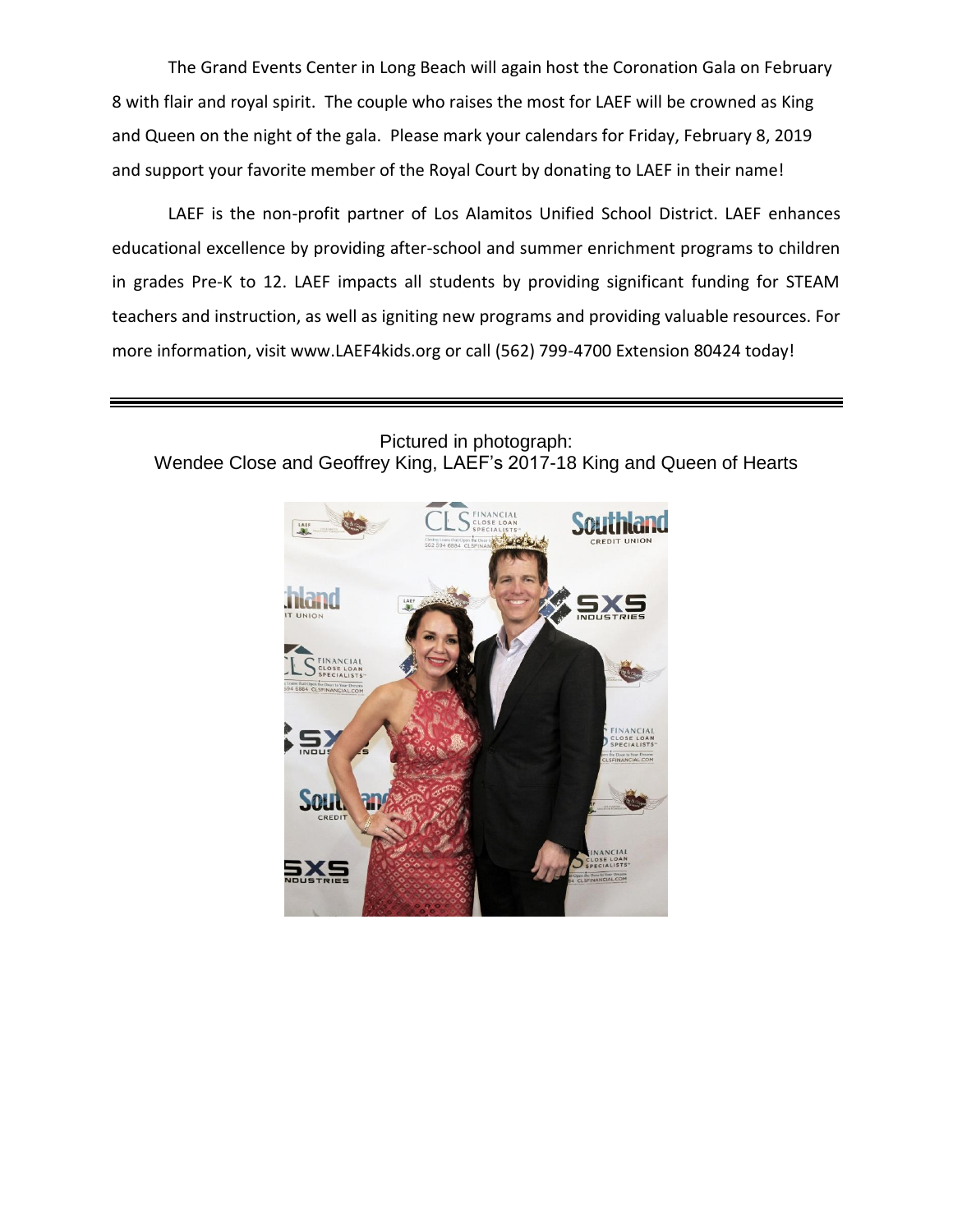The Grand Events Center in Long Beach will again host the Coronation Gala on February 8 with flair and royal spirit. The couple who raises the most for LAEF will be crowned as King and Queen on the night of the gala. Please mark your calendars for Friday, February 8, 2019 and support your favorite member of the Royal Court by donating to LAEF in their name!

LAEF is the non-profit partner of Los Alamitos Unified School District. LAEF enhances educational excellence by providing after-school and summer enrichment programs to children in grades Pre-K to 12. LAEF impacts all students by providing significant funding for STEAM teachers and instruction, as well as igniting new programs and providing valuable resources. For more information, visit www.LAEF4kids.org or call (562) 799-4700 Extension 80424 today!

---

Pictured in photograph:
Wendee Close and Geoffrey King, LAEF's 2017-18 King and Queen of Hearts